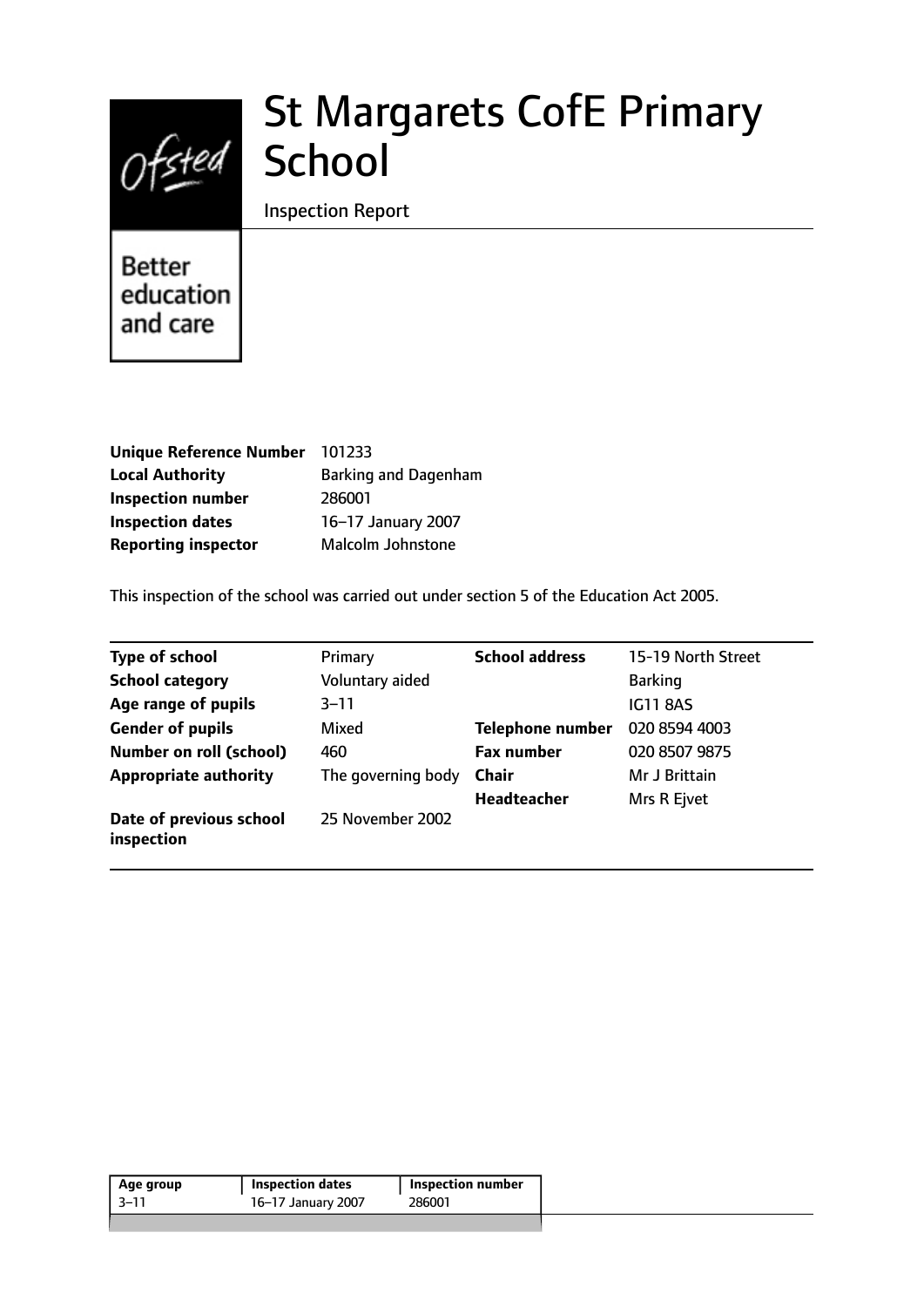# St Margarets CofE Primary School

Inspection Report

Better education and care

| | |
|---|---|
| **Unique Reference Number** | 101233 |
| **Local Authority** | Barking and Dagenham |
| **Inspection number** | 286001 |
| **Inspection dates** | 16–17 January 2007 |
| **Reporting inspector** | Malcolm Johnstone |

This inspection of the school was carried out under section 5 of the Education Act 2005.

| | | | |
|---|---|---|---|
| **Type of school** | Primary | **School address** | 15-19 North Street |
| **School category** | Voluntary aided | | Barking |
| **Age range of pupils** | 3–11 | | IG11 8AS |
| **Gender of pupils** | Mixed | **Telephone number** | 020 8594 4003 |
| **Number on roll (school)** | 460 | **Fax number** | 020 8507 9875 |
| **Appropriate authority** | The governing body | **Chair** | Mr J Brittain |
| | | **Headteacher** | Mrs R Ejvet |
| **Date of previous school inspection** | 25 November 2002 | | |

| Age group | Inspection dates | Inspection number |
|---|---|---|
| 3–11 | 16–17 January 2007 | 286001 |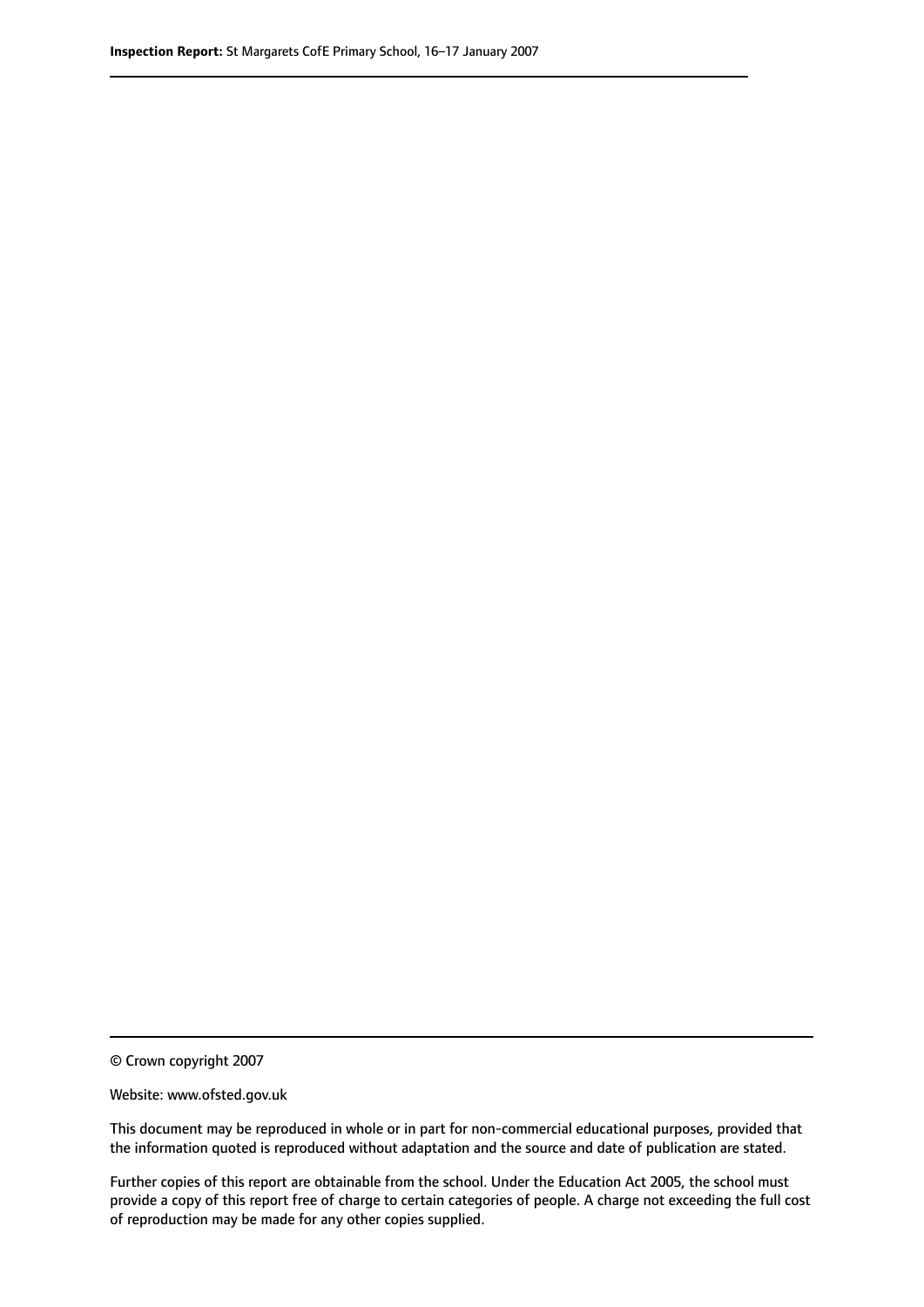© Crown copyright 2007

Website: www.ofsted.gov.uk

This document may be reproduced in whole or in part for non-commercial educational purposes, provided that the information quoted is reproduced without adaptation and the source and date of publication are stated.

Further copies of this report are obtainable from the school. Under the Education Act 2005, the school must provide a copy of this report free of charge to certain categories of people. A charge not exceeding the full cost of reproduction may be made for any other copies supplied.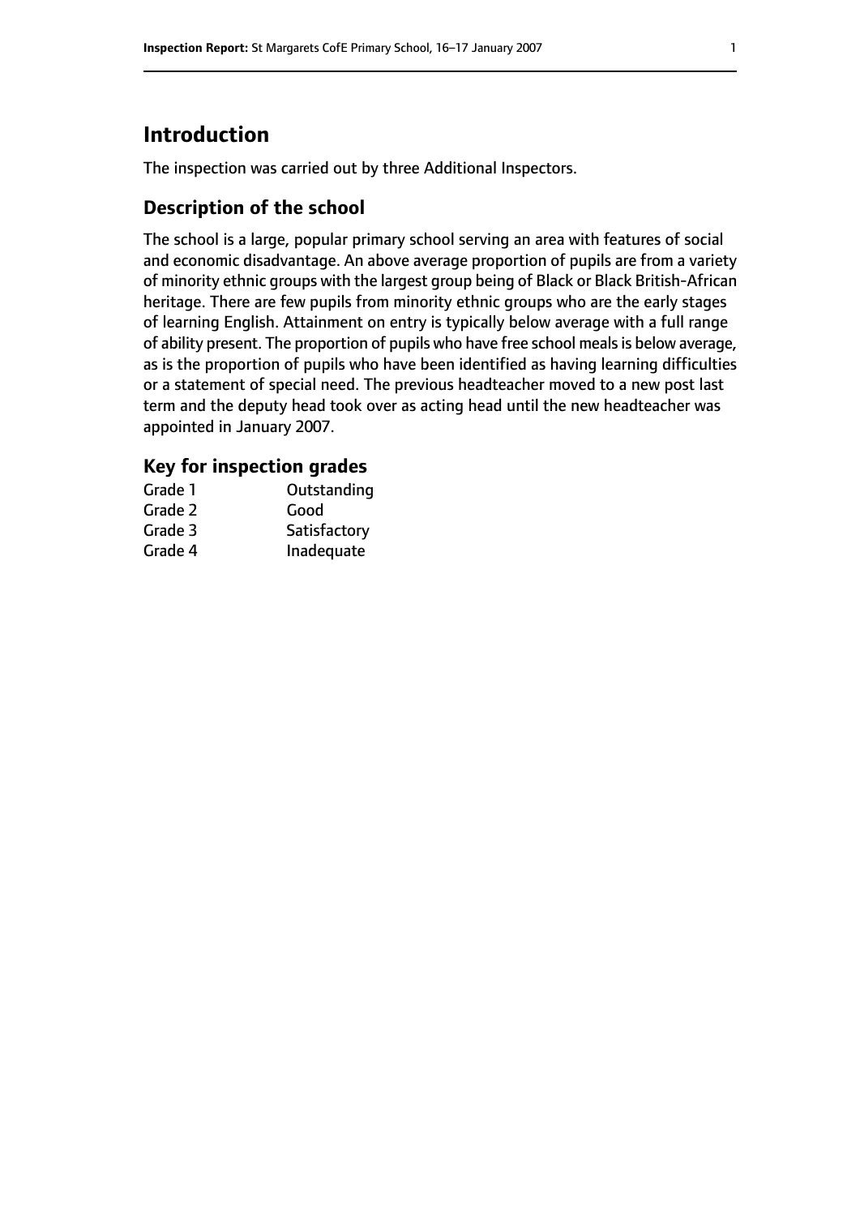# Introduction

The inspection was carried out by three Additional Inspectors.

## Description of the school

The school is a large, popular primary school serving an area with features of social and economic disadvantage. An above average proportion of pupils are from a variety of minority ethnic groups with the largest group being of Black or Black British-African heritage. There are few pupils from minority ethnic groups who are the early stages of learning English. Attainment on entry is typically below average with a full range of ability present. The proportion of pupils who have free school meals is below average, as is the proportion of pupils who have been identified as having learning difficulties or a statement of special need. The previous headteacher moved to a new post last term and the deputy head took over as acting head until the new headteacher was appointed in January 2007.

### Key for inspection grades

| | |
|---|---|
| Grade 1 | Outstanding |
| Grade 2 | Good |
| Grade 3 | Satisfactory |
| Grade 4 | Inadequate |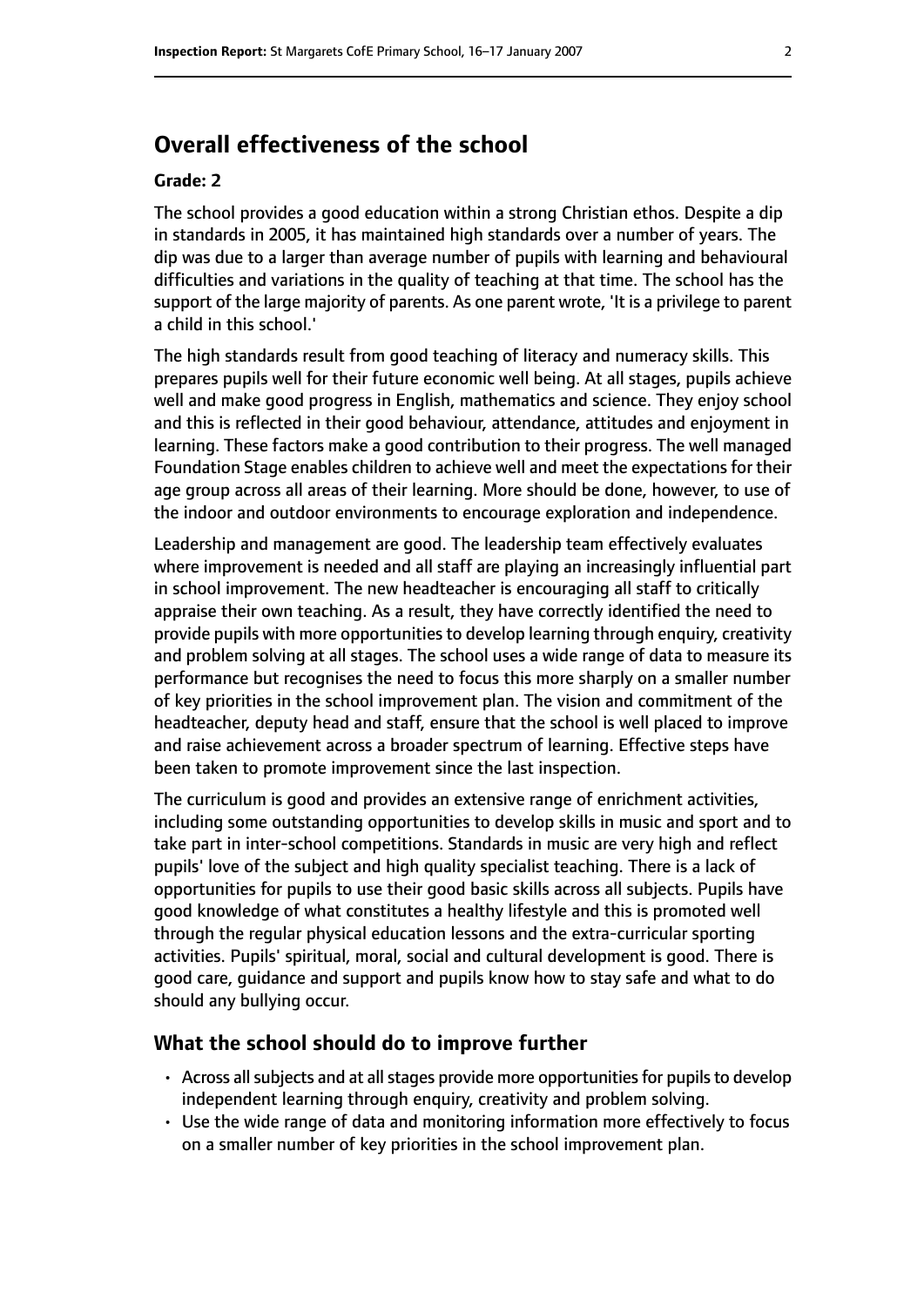## Overall effectiveness of the school

#### Grade: 2

The school provides a good education within a strong Christian ethos. Despite a dip in standards in 2005, it has maintained high standards over a number of years. The dip was due to a larger than average number of pupils with learning and behavioural difficulties and variations in the quality of teaching at that time. The school has the support of the large majority of parents. As one parent wrote, 'It is a privilege to parent a child in this school.'

The high standards result from good teaching of literacy and numeracy skills. This prepares pupils well for their future economic well being. At all stages, pupils achieve well and make good progress in English, mathematics and science. They enjoy school and this is reflected in their good behaviour, attendance, attitudes and enjoyment in learning. These factors make a good contribution to their progress. The well managed Foundation Stage enables children to achieve well and meet the expectations for their age group across all areas of their learning. More should be done, however, to use of the indoor and outdoor environments to encourage exploration and independence.

Leadership and management are good. The leadership team effectively evaluates where improvement is needed and all staff are playing an increasingly influential part in school improvement. The new headteacher is encouraging all staff to critically appraise their own teaching. As a result, they have correctly identified the need to provide pupils with more opportunities to develop learning through enquiry, creativity and problem solving at all stages. The school uses a wide range of data to measure its performance but recognises the need to focus this more sharply on a smaller number of key priorities in the school improvement plan. The vision and commitment of the headteacher, deputy head and staff, ensure that the school is well placed to improve and raise achievement across a broader spectrum of learning. Effective steps have been taken to promote improvement since the last inspection.

The curriculum is good and provides an extensive range of enrichment activities, including some outstanding opportunities to develop skills in music and sport and to take part in inter-school competitions. Standards in music are very high and reflect pupils' love of the subject and high quality specialist teaching. There is a lack of opportunities for pupils to use their good basic skills across all subjects. Pupils have good knowledge of what constitutes a healthy lifestyle and this is promoted well through the regular physical education lessons and the extra-curricular sporting activities. Pupils' spiritual, moral, social and cultural development is good. There is good care, guidance and support and pupils know how to stay safe and what to do should any bullying occur.

### What the school should do to improve further

- Across all subjects and at all stages provide more opportunities for pupils to develop independent learning through enquiry, creativity and problem solving.
- Use the wide range of data and monitoring information more effectively to focus on a smaller number of key priorities in the school improvement plan.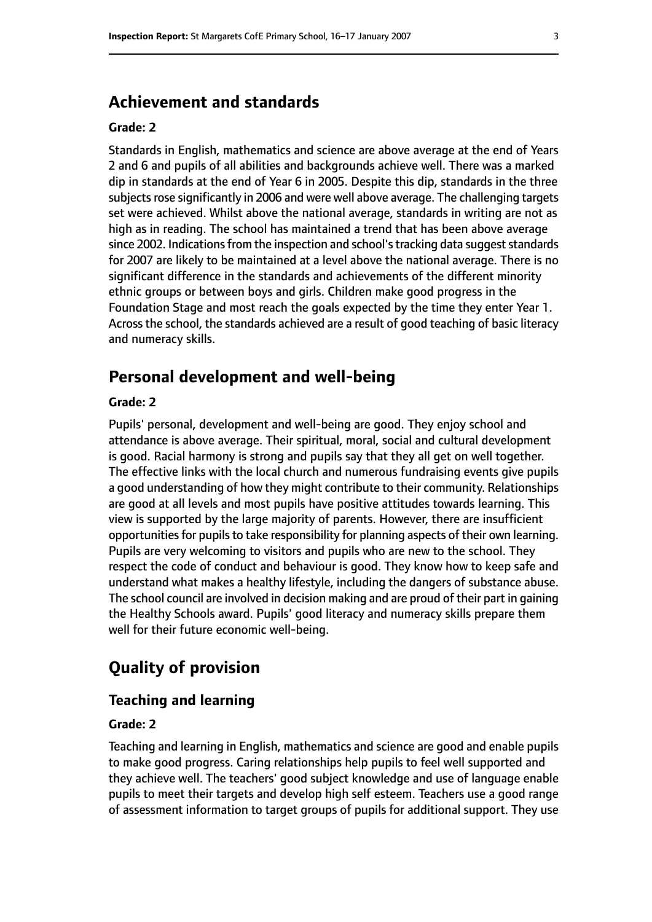## Achievement and standards

### Grade: 2

Standards in English, mathematics and science are above average at the end of Years 2 and 6 and pupils of all abilities and backgrounds achieve well. There was a marked dip in standards at the end of Year 6 in 2005. Despite this dip, standards in the three subjects rose significantly in 2006 and were well above average. The challenging targets set were achieved. Whilst above the national average, standards in writing are not as high as in reading. The school has maintained a trend that has been above average since 2002. Indications from the inspection and school's tracking data suggest standards for 2007 are likely to be maintained at a level above the national average. There is no significant difference in the standards and achievements of the different minority ethnic groups or between boys and girls. Children make good progress in the Foundation Stage and most reach the goals expected by the time they enter Year 1. Across the school, the standards achieved are a result of good teaching of basic literacy and numeracy skills.

## Personal development and well-being

### Grade: 2

Pupils' personal, development and well-being are good. They enjoy school and attendance is above average. Their spiritual, moral, social and cultural development is good. Racial harmony is strong and pupils say that they all get on well together. The effective links with the local church and numerous fundraising events give pupils a good understanding of how they might contribute to their community. Relationships are good at all levels and most pupils have positive attitudes towards learning. This view is supported by the large majority of parents. However, there are insufficient opportunities for pupils to take responsibility for planning aspects of their own learning. Pupils are very welcoming to visitors and pupils who are new to the school. They respect the code of conduct and behaviour is good. They know how to keep safe and understand what makes a healthy lifestyle, including the dangers of substance abuse. The school council are involved in decision making and are proud of their part in gaining the Healthy Schools award. Pupils' good literacy and numeracy skills prepare them well for their future economic well-being.

# Quality of provision

## Teaching and learning

### Grade: 2

Teaching and learning in English, mathematics and science are good and enable pupils to make good progress. Caring relationships help pupils to feel well supported and they achieve well. The teachers' good subject knowledge and use of language enable pupils to meet their targets and develop high self esteem. Teachers use a good range of assessment information to target groups of pupils for additional support. They use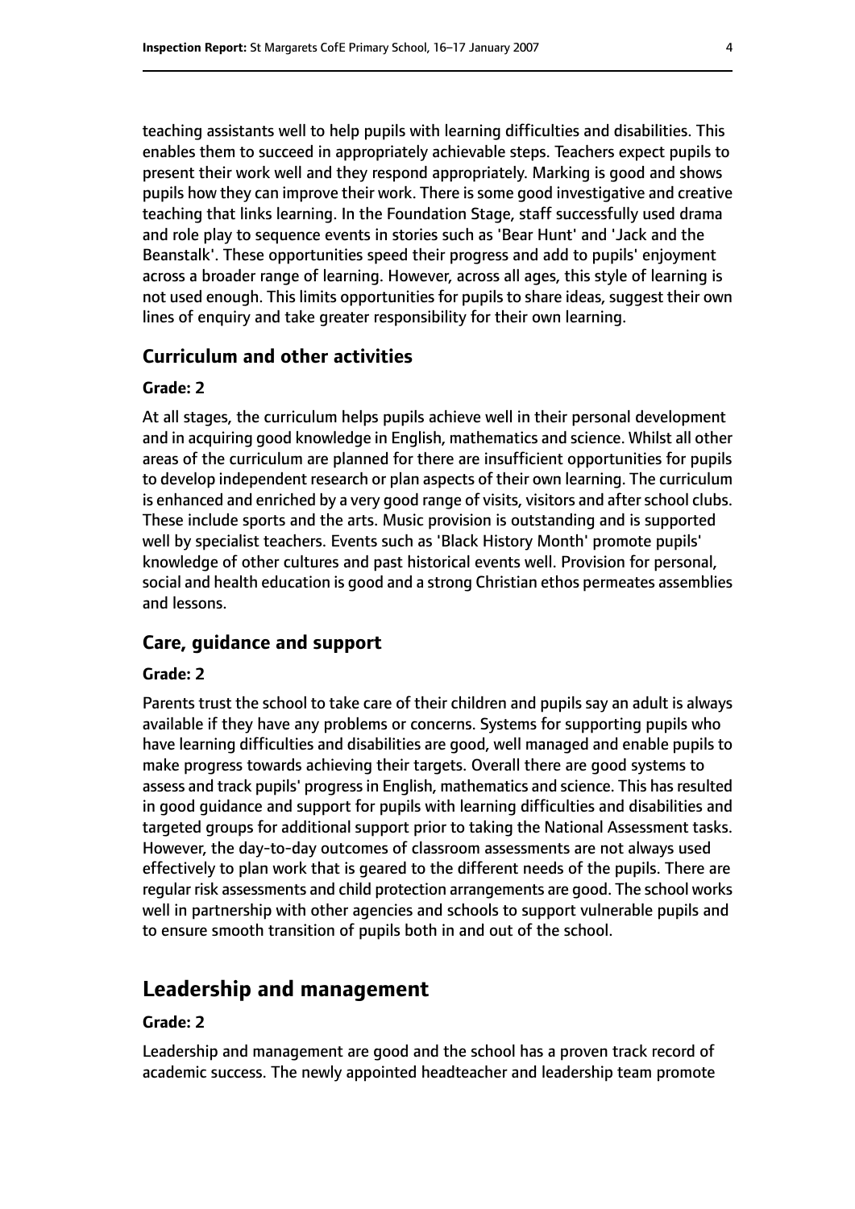teaching assistants well to help pupils with learning difficulties and disabilities. This enables them to succeed in appropriately achievable steps. Teachers expect pupils to present their work well and they respond appropriately. Marking is good and shows pupils how they can improve their work. There is some good investigative and creative teaching that links learning. In the Foundation Stage, staff successfully used drama and role play to sequence events in stories such as 'Bear Hunt' and 'Jack and the Beanstalk'. These opportunities speed their progress and add to pupils' enjoyment across a broader range of learning. However, across all ages, this style of learning is not used enough. This limits opportunities for pupils to share ideas, suggest their own lines of enquiry and take greater responsibility for their own learning.

### Curriculum and other activities

#### Grade: 2

At all stages, the curriculum helps pupils achieve well in their personal development and in acquiring good knowledge in English, mathematics and science. Whilst all other areas of the curriculum are planned for there are insufficient opportunities for pupils to develop independent research or plan aspects of their own learning. The curriculum is enhanced and enriched by a very good range of visits, visitors and after school clubs. These include sports and the arts. Music provision is outstanding and is supported well by specialist teachers. Events such as 'Black History Month' promote pupils' knowledge of other cultures and past historical events well. Provision for personal, social and health education is good and a strong Christian ethos permeates assemblies and lessons.

### Care, guidance and support

#### Grade: 2

Parents trust the school to take care of their children and pupils say an adult is always available if they have any problems or concerns. Systems for supporting pupils who have learning difficulties and disabilities are good, well managed and enable pupils to make progress towards achieving their targets. Overall there are good systems to assess and track pupils' progress in English, mathematics and science. This has resulted in good guidance and support for pupils with learning difficulties and disabilities and targeted groups for additional support prior to taking the National Assessment tasks. However, the day-to-day outcomes of classroom assessments are not always used effectively to plan work that is geared to the different needs of the pupils. There are regular risk assessments and child protection arrangements are good. The school works well in partnership with other agencies and schools to support vulnerable pupils and to ensure smooth transition of pupils both in and out of the school.

## Leadership and management

#### Grade: 2

Leadership and management are good and the school has a proven track record of academic success. The newly appointed headteacher and leadership team promote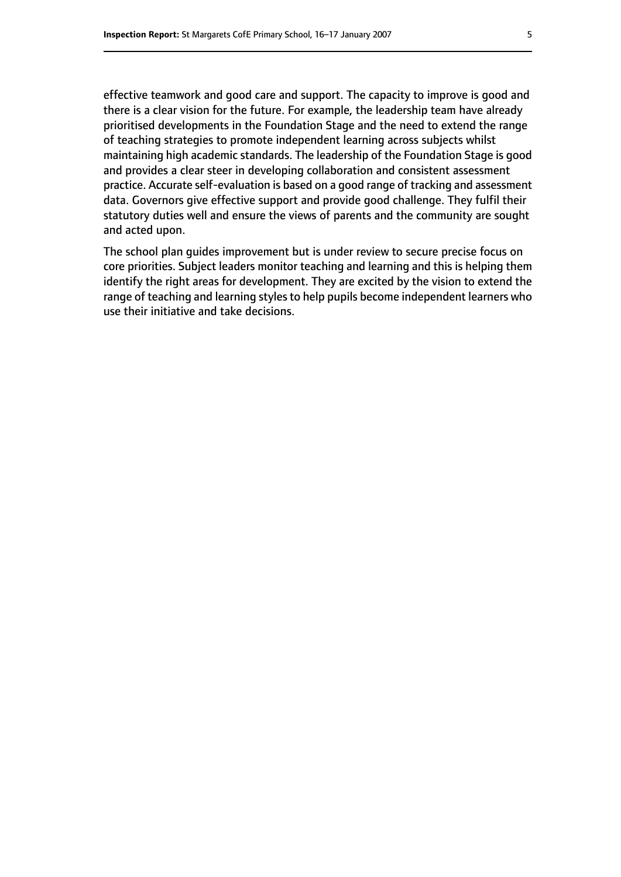effective teamwork and good care and support. The capacity to improve is good and there is a clear vision for the future. For example, the leadership team have already prioritised developments in the Foundation Stage and the need to extend the range of teaching strategies to promote independent learning across subjects whilst maintaining high academic standards. The leadership of the Foundation Stage is good and provides a clear steer in developing collaboration and consistent assessment practice. Accurate self-evaluation is based on a good range of tracking and assessment data. Governors give effective support and provide good challenge. They fulfil their statutory duties well and ensure the views of parents and the community are sought and acted upon.

The school plan guides improvement but is under review to secure precise focus on core priorities. Subject leaders monitor teaching and learning and this is helping them identify the right areas for development. They are excited by the vision to extend the range of teaching and learning styles to help pupils become independent learners who use their initiative and take decisions.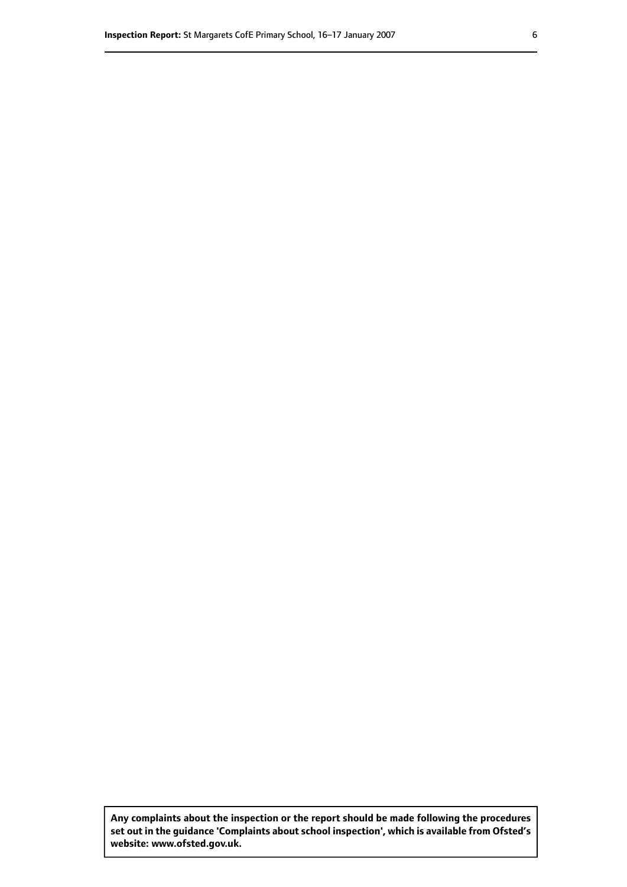**Any complaints about the inspection or the report should be made following the procedures set out in the guidance 'Complaints about school inspection', which is available from Ofsted's website: www.ofsted.gov.uk.**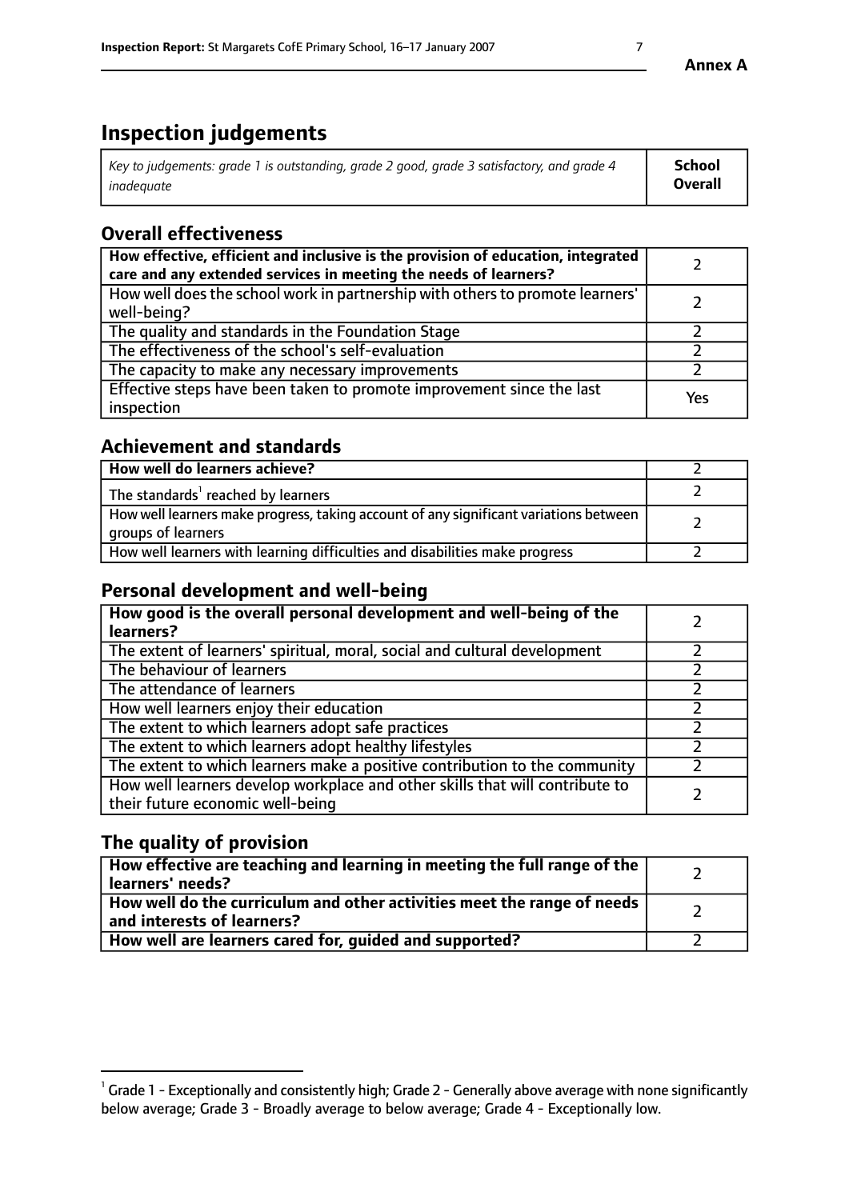# Inspection judgements

| *Key to judgements: grade 1 is outstanding, grade 2 good, grade 3 satisfactory, and grade 4 inadequate* | **School Overall** |
|---|---|

## Overall effectiveness

| | |
|---|---|
| **How effective, efficient and inclusive is the provision of education, integrated care and any extended services in meeting the needs of learners?** | 2 |
| How well does the school work in partnership with others to promote learners' well-being? | 2 |
| The quality and standards in the Foundation Stage | 2 |
| The effectiveness of the school's self-evaluation | 2 |
| The capacity to make any necessary improvements | 2 |
| Effective steps have been taken to promote improvement since the last inspection | Yes |

## Achievement and standards

| | |
|---|---|
| **How well do learners achieve?** | 2 |
| The standards[1] reached by learners | 2 |
| How well learners make progress, taking account of any significant variations between groups of learners | 2 |
| How well learners with learning difficulties and disabilities make progress | 2 |

## Personal development and well-being

| | |
|---|---|
| **How good is the overall personal development and well-being of the learners?** | 2 |
| The extent of learners' spiritual, moral, social and cultural development | 2 |
| The behaviour of learners | 2 |
| The attendance of learners | 2 |
| How well learners enjoy their education | 2 |
| The extent to which learners adopt safe practices | 2 |
| The extent to which learners adopt healthy lifestyles | 2 |
| The extent to which learners make a positive contribution to the community | 2 |
| How well learners develop workplace and other skills that will contribute to their future economic well-being | 2 |

## The quality of provision

| | |
|---|---|
| **How effective are teaching and learning in meeting the full range of the learners' needs?** | 2 |
| **How well do the curriculum and other activities meet the range of needs and interests of learners?** | 2 |
| **How well are learners cared for, guided and supported?** | 2 |

[1] Grade 1 - Exceptionally and consistently high; Grade 2 - Generally above average with none significantly below average; Grade 3 - Broadly average to below average; Grade 4 - Exceptionally low.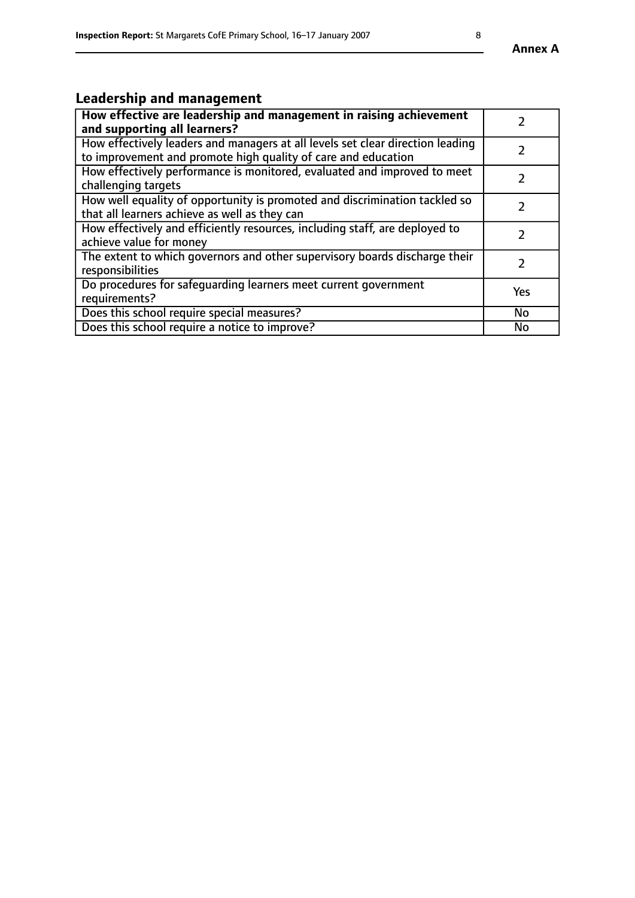## Leadership and management

| **How effective are leadership and management in raising achievement and supporting all learners?** | 2 |
|---|---|
| How effectively leaders and managers at all levels set clear direction leading to improvement and promote high quality of care and education | 2 |
| How effectively performance is monitored, evaluated and improved to meet challenging targets | 2 |
| How well equality of opportunity is promoted and discrimination tackled so that all learners achieve as well as they can | 2 |
| How effectively and efficiently resources, including staff, are deployed to achieve value for money | 2 |
| The extent to which governors and other supervisory boards discharge their responsibilities | 2 |
| Do procedures for safeguarding learners meet current government requirements? | Yes |
| Does this school require special measures? | No |
| Does this school require a notice to improve? | No |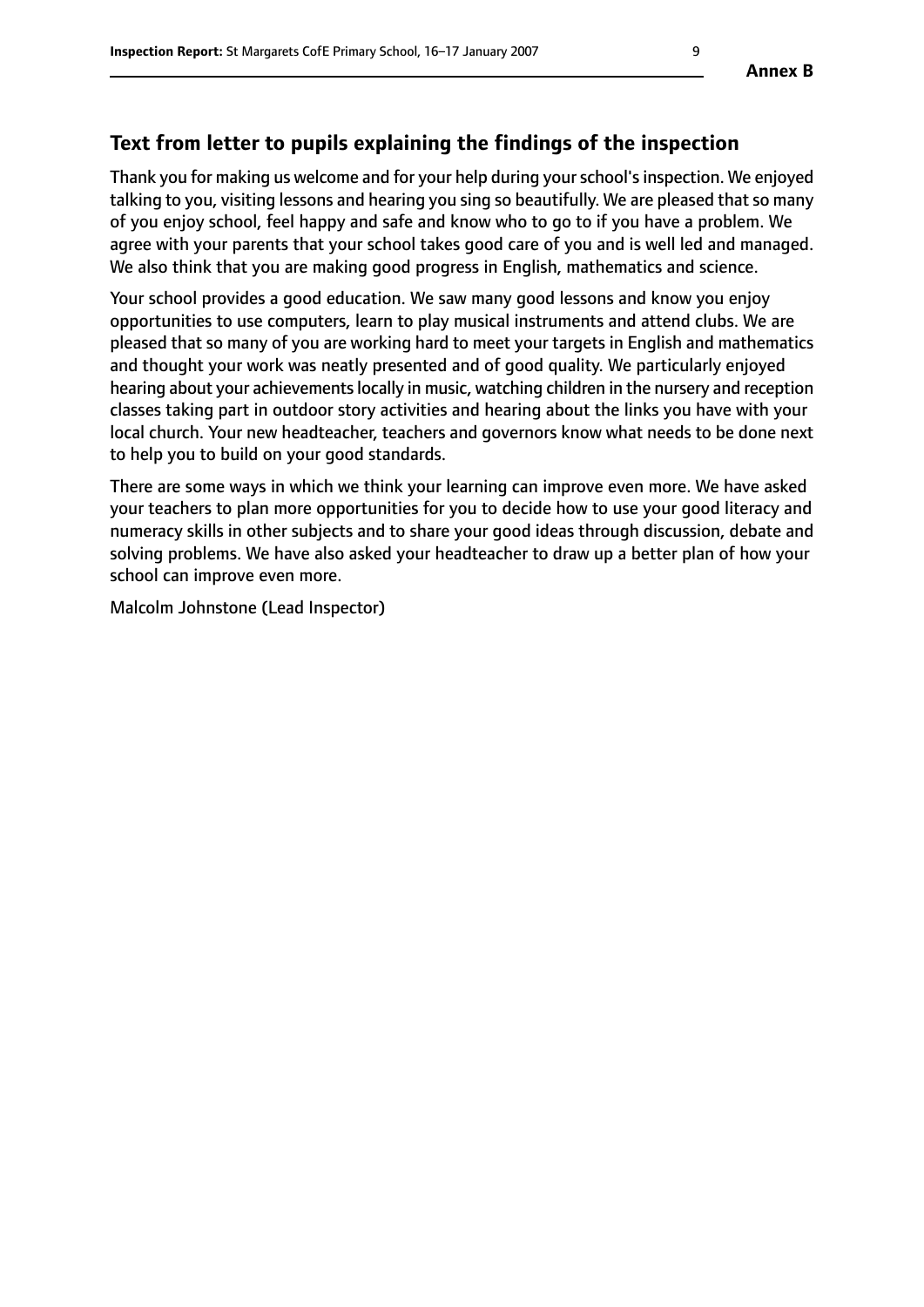## Text from letter to pupils explaining the findings of the inspection

Thank you for making us welcome and for your help during your school's inspection. We enjoyed talking to you, visiting lessons and hearing you sing so beautifully. We are pleased that so many of you enjoy school, feel happy and safe and know who to go to if you have a problem. We agree with your parents that your school takes good care of you and is well led and managed. We also think that you are making good progress in English, mathematics and science.

Your school provides a good education. We saw many good lessons and know you enjoy opportunities to use computers, learn to play musical instruments and attend clubs. We are pleased that so many of you are working hard to meet your targets in English and mathematics and thought your work was neatly presented and of good quality. We particularly enjoyed hearing about your achievements locally in music, watching children in the nursery and reception classes taking part in outdoor story activities and hearing about the links you have with your local church. Your new headteacher, teachers and governors know what needs to be done next to help you to build on your good standards.

There are some ways in which we think your learning can improve even more. We have asked your teachers to plan more opportunities for you to decide how to use your good literacy and numeracy skills in other subjects and to share your good ideas through discussion, debate and solving problems. We have also asked your headteacher to draw up a better plan of how your school can improve even more.

Malcolm Johnstone (Lead Inspector)